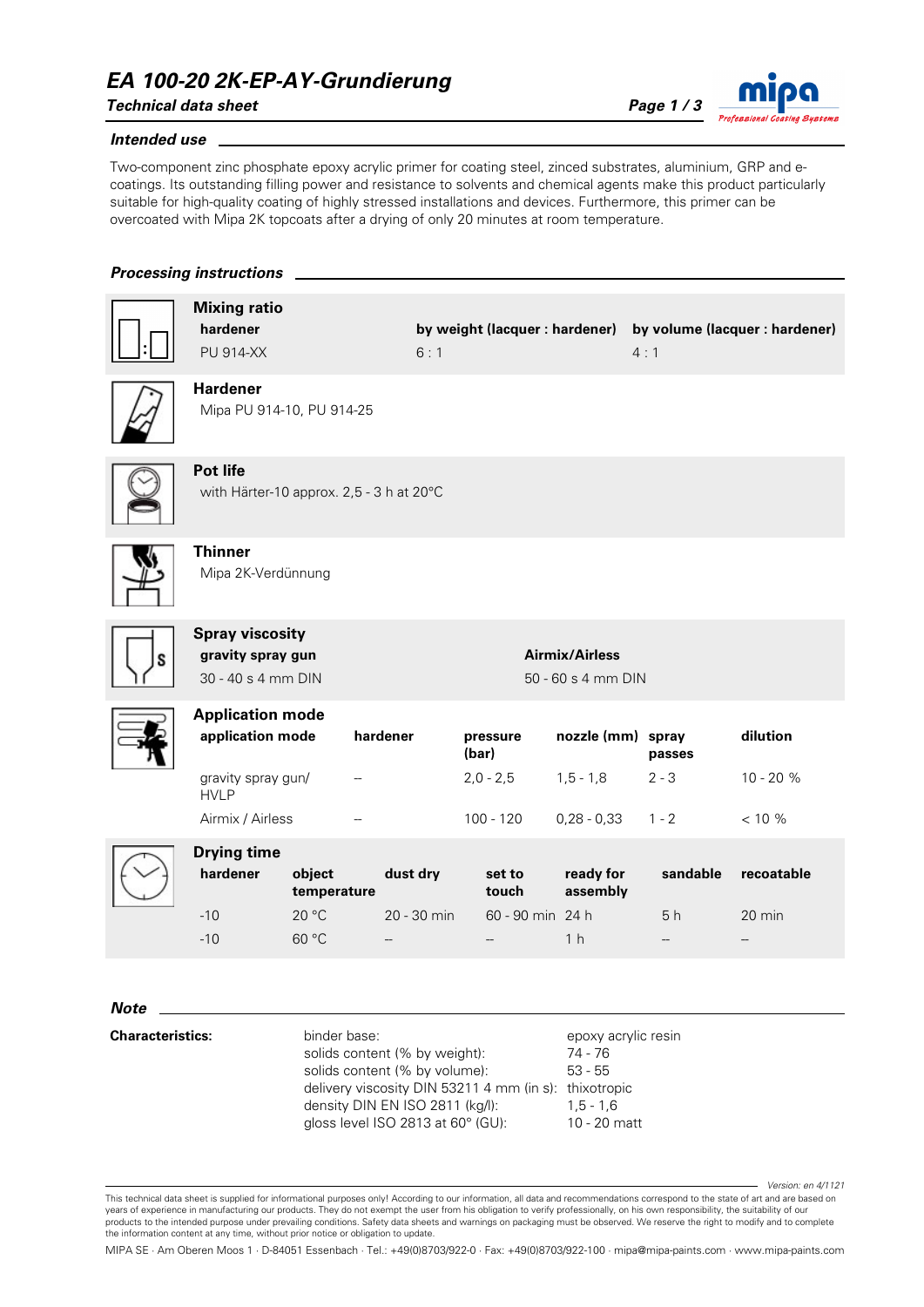# EA 100-20 2K-EP-AY-Grundierung

***Technical data sheet***

## *Intended use*

Two-component zinc phosphate epoxy acrylic primer for coating steel, zinced substrates, aluminium, GRP and e-coatings. Its outstanding filling power and resistance to solvents and chemical agents make this product particularly suitable for high-quality coating of highly stressed installations and devices. Furthermore, this primer can be overcoated with Mipa 2K topcoats after a drying of only 20 minutes at room temperature.

## *Processing instructions*

### Mixing ratio

| hardener | by weight (lacquer : hardener) | by volume (lacquer : hardener) |
|---|---|---|
| PU 914-XX | 6 : 1 | 4 : 1 |

### Hardener

Mipa PU 914-10, PU 914-25

### Pot life

with Härter-10 approx. 2,5 - 3 h at 20°C

### Thinner

Mipa 2K-Verdünnung

### Spray viscosity

| gravity spray gun | Airmix/Airless |
|---|---|
| 30 - 40 s 4 mm DIN | 50 - 60 s 4 mm DIN |

### Application mode

| application mode | hardener | pressure (bar) | nozzle (mm) | spray passes | dilution |
|---|---|---|---|---|---|
| gravity spray gun/ HVLP | -- | 2,0 - 2,5 | 1,5 - 1,8 | 2 - 3 | 10 - 20 % |
| Airmix / Airless | -- | 100 - 120 | 0,28 - 0,33 | 1 - 2 | < 10 % |

### Drying time

| hardener | object temperature | dust dry | set to touch | ready for assembly | sandable | recoatable |
|---|---|---|---|---|---|---|
| -10 | 20 °C | 20 - 30 min | 60 - 90 min | 24 h | 5 h | 20 min |
| -10 | 60 °C | -- | -- | 1 h | -- | -- |

## *Note*

**Characteristics:**

| | |
|---|---|
| binder base: | epoxy acrylic resin |
| solids content (% by weight): | 74 - 76 |
| solids content (% by volume): | 53 - 55 |
| delivery viscosity DIN 53211 4 mm (in s): | thixotropic |
| density DIN EN ISO 2811 (kg/l): | 1,5 - 1,6 |
| gloss level ISO 2813 at 60° (GU): | 10 - 20 matt |

*Version: en 4/1121*

This technical data sheet is supplied for informational purposes only! According to our information, all data and recommendations correspond to the state of art and are based on years of experience in manufacturing our products. They do not exempt the user from his obligation to verify professionally, on his own responsibility, the suitability of our products to the intended purpose under prevailing conditions. Safety data sheets and warnings on packaging must be observed. We reserve the right to modify and to complete the information content at any time, without prior notice or obligation to update.

MIPA SE · Am Oberen Moos 1 · D-84051 Essenbach · Tel.: +49(0)8703/922-0 · Fax: +49(0)8703/922-100 · mipa@mipa-paints.com · www.mipa-paints.com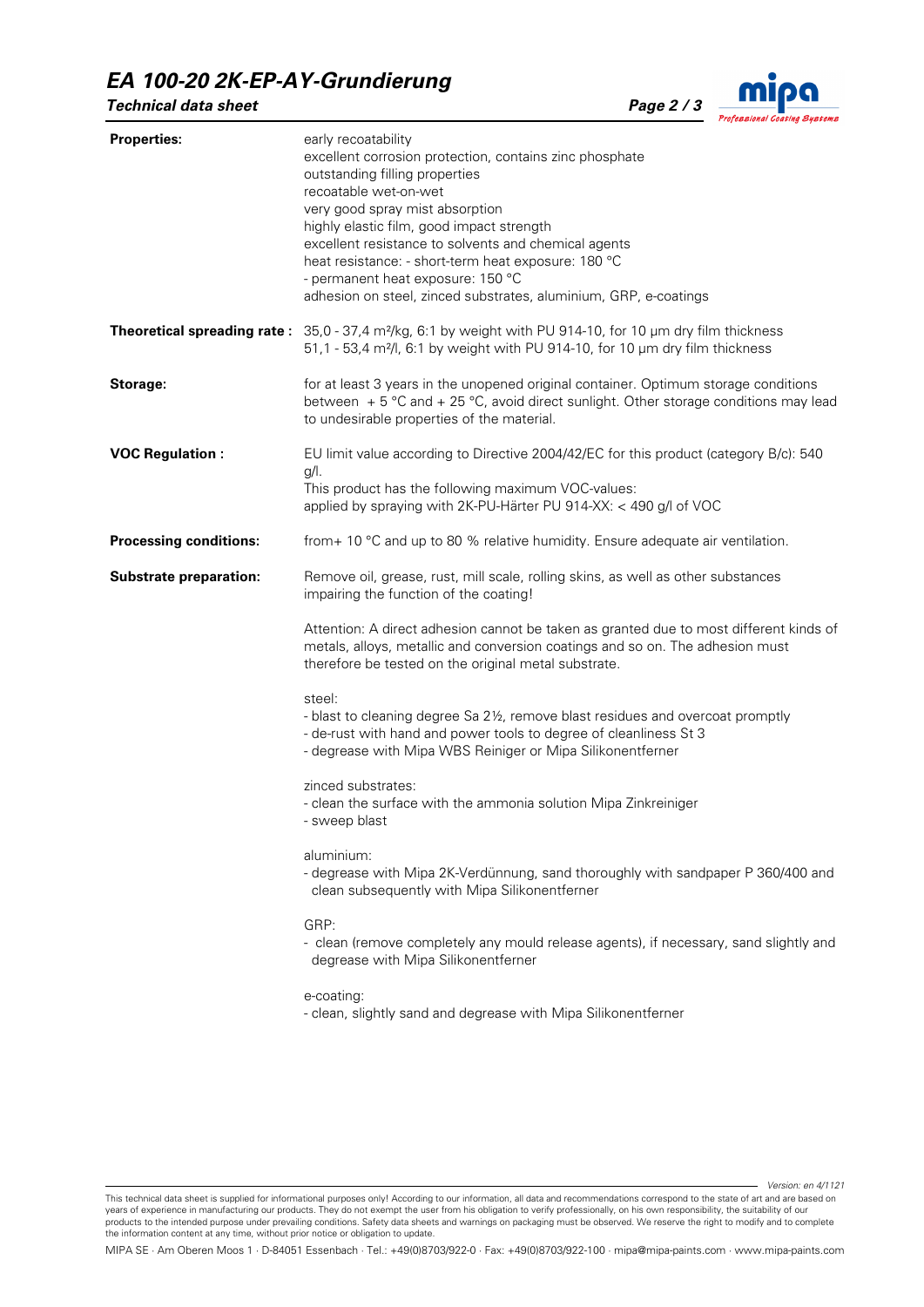**Properties:**

early recoatability
excellent corrosion protection, contains zinc phosphate
outstanding filling properties
recoatable wet-on-wet
very good spray mist absorption
highly elastic film, good impact strength
excellent resistance to solvents and chemical agents
heat resistance: - short-term heat exposure: 180 °C
- permanent heat exposure: 150 °C
adhesion on steel, zinced substrates, aluminium, GRP, e-coatings

**Theoretical spreading rate :**

35,0 - 37,4 m²/kg, 6:1 by weight with PU 914-10, for 10 µm dry film thickness
51,1 - 53,4 m²/l, 6:1 by weight with PU 914-10, for 10 µm dry film thickness

**Storage:**

for at least 3 years in the unopened original container. Optimum storage conditions between + 5 °C and + 25 °C, avoid direct sunlight. Other storage conditions may lead to undesirable properties of the material.

**VOC Regulation :**

EU limit value according to Directive 2004/42/EC for this product (category B/c): 540 g/l.
This product has the following maximum VOC-values:
applied by spraying with 2K-PU-Härter PU 914-XX: < 490 g/l of VOC

**Processing conditions:**

from+ 10 °C and up to 80 % relative humidity. Ensure adequate air ventilation.

**Substrate preparation:**

Remove oil, grease, rust, mill scale, rolling skins, as well as other substances impairing the function of the coating!

Attention: A direct adhesion cannot be taken as granted due to most different kinds of metals, alloys, metallic and conversion coatings and so on. The adhesion must therefore be tested on the original metal substrate.

steel:
- blast to cleaning degree Sa 2½, remove blast residues and overcoat promptly
- de-rust with hand and power tools to degree of cleanliness St 3
- degrease with Mipa WBS Reiniger or Mipa Silikonentferner

zinced substrates:
- clean the surface with the ammonia solution Mipa Zinkreiniger
- sweep blast

aluminium:
- degrease with Mipa 2K-Verdünnung, sand thoroughly with sandpaper P 360/400 and clean subsequently with Mipa Silikonentferner

GRP:
- clean (remove completely any mould release agents), if necessary, sand slightly and degrease with Mipa Silikonentferner

e-coating:
- clean, slightly sand and degrease with Mipa Silikonentferner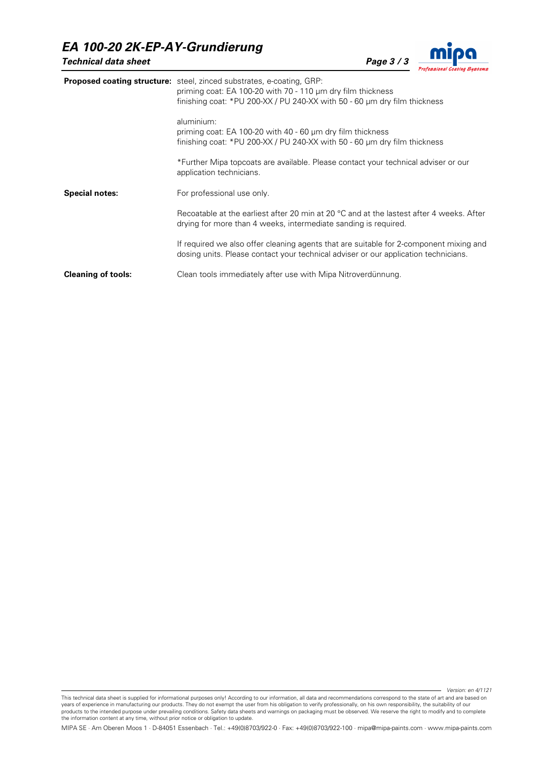**Proposed coating structure:** steel, zinced substrates, e-coating, GRP:
priming coat: EA 100-20 with 70 - 110 µm dry film thickness
finishing coat: *PU 200-XX / PU 240-XX with 50 - 60 µm dry film thickness

aluminium:
priming coat: EA 100-20 with 40 - 60 µm dry film thickness
finishing coat: *PU 200-XX / PU 240-XX with 50 - 60 µm dry film thickness

*Further Mipa topcoats are available. Please contact your technical adviser or our application technicians.

**Special notes:** For professional use only.

Recoatable at the earliest after 20 min at 20 °C and at the lastest after 4 weeks. After drying for more than 4 weeks, intermediate sanding is required.

If required we also offer cleaning agents that are suitable for 2-component mixing and dosing units. Please contact your technical adviser or our application technicians.

**Cleaning of tools:** Clean tools immediately after use with Mipa Nitroverdünnung.

Version: en 4/1121

This technical data sheet is supplied for informational purposes only! According to our information, all data and recommendations correspond to the state of art and are based on years of experience in manufacturing our products. They do not exempt the user from his obligation to verify professionally, on his own responsibility, the suitability of our products to the intended purpose under prevailing conditions. Safety data sheets and warnings on packaging must be observed. We reserve the right to modify and to complete the information content at any time, without prior notice or obligation to update.

MIPA SE · Am Oberen Moos 1 · D-84051 Essenbach · Tel.: +49(0)8703/922-0 · Fax: +49(0)8703/922-100 · mipa@mipa-paints.com · www.mipa-paints.com